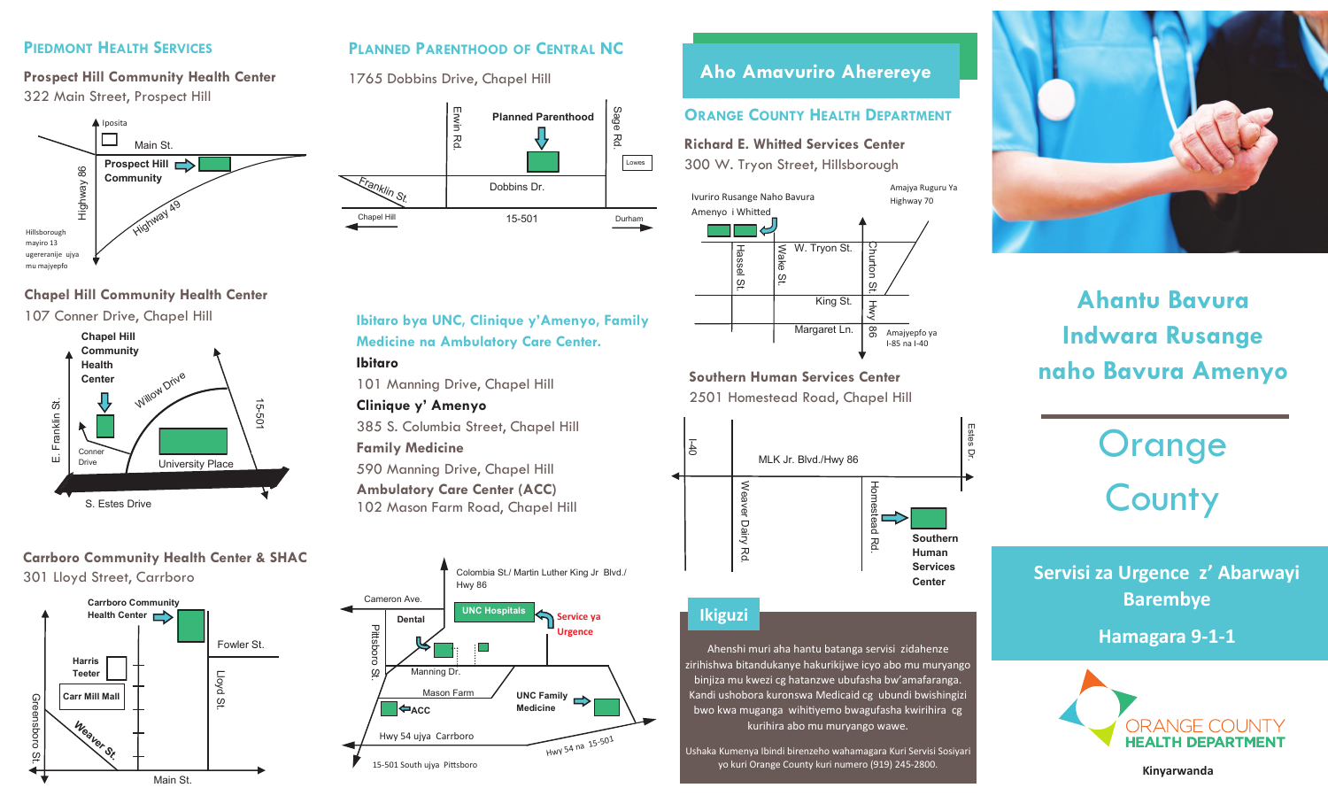## Piedmont Health Services

**Prospect Hill Community Health Center**
322 Main Street, Prospect Hill

Iposita
Main St.
Prospect Hill Community
Highway 86
Highway 49
Hillsborough mayiro 13 ugereranije ujya mu majyepfo

**Chapel Hill Community Health Center**
107 Conner Drive, Chapel Hill

Chapel Hill Community Health Center
Willow Drive
15-501
E. Franklin St.
Conner Drive
University Place
S. Estes Drive

**Carrboro Community Health Center & SHAC**
301 Lloyd Street, Carrboro

Carrboro Community Health Center
Harris Teeter
Fowler St.
Carr Mill Mall
Lloyd St.
Greensboro St.
Weaver St.
Main St.

## Planned Parenthood of Central NC

1765 Dobbins Drive, Chapel Hill

Erwin Rd.
Planned Parenthood
Sage Rd.
Lowes
Franklin St.
Dobbins Dr.
Chapel Hill
15-501
Durham

### Ibitaro bya UNC, Clinique y'Amenyo, Family Medicine na Ambulatory Care Center.

**Ibitaro**
101 Manning Drive, Chapel Hill

**Clinique y' Amenyo**
385 S. Columbia Street, Chapel Hill

**Family Medicine**
590 Manning Drive, Chapel Hill

**Ambulatory Care Center (ACC)**
102 Mason Farm Road, Chapel Hill

Colombia St./ Martin Luther King Jr Blvd./ Hwy 86
Cameron Ave.
Dental
UNC Hospitals
Service ya Urgence
Pittsboro St.
Manning Dr.
Mason Farm
UNC Family Medicine
ACC
Hwy 54 ujya Carrboro
Hwy 54 na 15-501
15-501 South ujya Pittsboro

## Aho Amavuriro Aherereye

### Orange County Health Department

**Richard E. Whitted Services Center**
300 W. Tryon Street, Hillsborough

Ivuriro Rusange Naho Bavura Amenyo i Whitted
Amajya Ruguru Ya Highway 70
W. Tryon St.
Hassel St.
Wake St.
Churton St.
Hwy 86
King St.
Margaret Ln.
Amajyepfo ya I-85 na I-40

**Southern Human Services Center**
2501 Homestead Road, Chapel Hill

I-40
Estes Dr.
MLK Jr. Blvd./Hwy 86
Weaver Dairy Rd.
Homestead Rd.
Southern Human Services Center

### Ikiguzi

Ahenshi muri aha hantu batanga servisi zidahenze zirihishwa bitandukanye hakurikijwe icyo abo mu muryango binjiza mu kwezi cg hatanzwe ubufasha bw'amafaranga. Kandi ushobora kuronswa Medicaid cg ubundi bwishingizi bwo kwa muganga wihitiyemo bwagufasha kwirihira cg kurihira abo mu muryango wawe.

Ushaka Kumenya Ibindi birenzeho wahamagara Kuri Servisi Sosiyari yo kuri Orange County kuri numero (919) 245-2800.

# Ahantu Bavura Indwara Rusange naho Bavura Amenyo

# Orange County

**Servisi za Urgence z' Abarwayi Barembye**

**Hamagara 9-1-1**

ORANGE COUNTY HEALTH DEPARTMENT

Kinyarwanda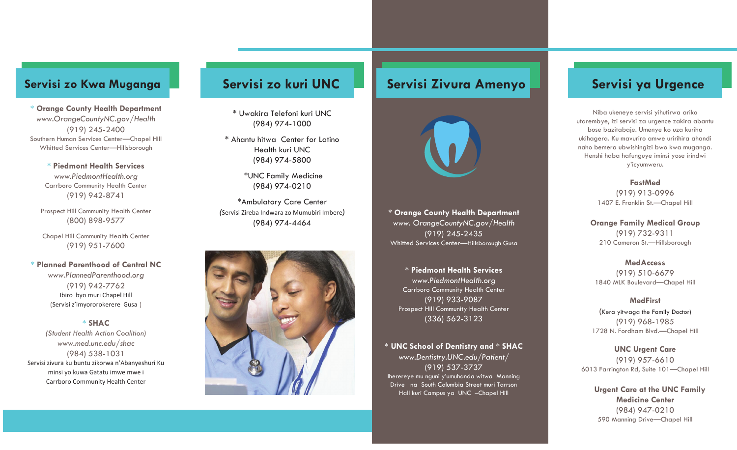## Servisi zo Kwa Muganga

\* **Orange County Health Department**
*www.OrangeCountyNC.gov/Health*
(919) 245-2400
Southern Human Services Center—Chapel Hill
Whitted Services Center—Hillsborough

\* **Piedmont Health Services**
*www.PiedmontHealth.org*
Carrboro Community Health Center
(919) 942-8741

Prospect Hill Community Health Center
(800) 898-9577

Chapel Hill Community Health Center
(919) 951-7600

\* **Planned Parenthood of Central NC**
*www.PlannedParenthood.org*
(919) 942-7762
Ibiro byo muri Chapel Hill
(Servisi z'imyororokerere Gusa )

\* **SHAC**
*(Student Health Action Coalition)*
*www.med.unc.edu/shac*
(984) 538-1031
Servisi zivura ku buntu zikorwa n'Abanyeshuri Ku minsi yo kuwa Gatatu imwe mwe i Carrboro Community Health Center

## Servisi zo kuri UNC

\* Uwakira Telefoni kuri UNC
(984) 974-1000

\* Ahantu hitwa Center for Latino Health kuri UNC
(984) 974-5800

\*UNC Family Medicine
(984) 974-0210

\*Ambulatory Care Center
(Servisi Zireba Indwara zo Mumubiri Imbere)
(984) 974-4464

## Servisi Zivura Amenyo

\* **Orange County Health Department**
*www. OrangeCountyNC.gov/Health*
(919) 245-2435
Whitted Services Center—Hillsborough Gusa

\* **Piedmont Health Services**
*www.PiedmontHealth.org*
Carrboro Community Health Center
(919) 933-9087
Prospect Hill Community Health Center
(336) 562-3123

\* **UNC School of Dentistry and \* SHAC**
*www.Dentistry.UNC.edu/Patient/*
(919) 537-3737
Iherereye mu nguni y'umuhanda witwa Manning Drive na South Columbia Street muri Tarrson Hall kuri Campus ya UNC –Chapel Hill

## Servisi ya Urgence

Niba ukeneye servisi yihutirwa ariko utarembye, izi servisi za urgence zakira abantu bose bazitabaje. Umenye ko uza kuriha ukihagera. Ku mavuriro amwe uririhira ahandi naho bemera ubwishingizi bwo kwa muganga. Henshi haba hafunguye iminsi yose irindwi y'icyumweru.

**FastMed**
(919) 913-0996
1407 E. Franklin St.—Chapel Hill

**Orange Family Medical Group**
(919) 732-9311
210 Cameron St.—Hillsborough

**MedAccess**
(919) 510-6679
1840 MLK Boulevard—Chapel Hill

**MedFirst**
(Kera yitwaga the Family Doctor)
(919) 968-1985
1728 N. Fordham Blvd.—Chapel Hill

**UNC Urgent Care**
(919) 957-6610
6013 Farrington Rd, Suite 101—Chapel Hill

**Urgent Care at the UNC Family Medicine Center**
(984) 947-0210
590 Manning Drive—Chapel Hill